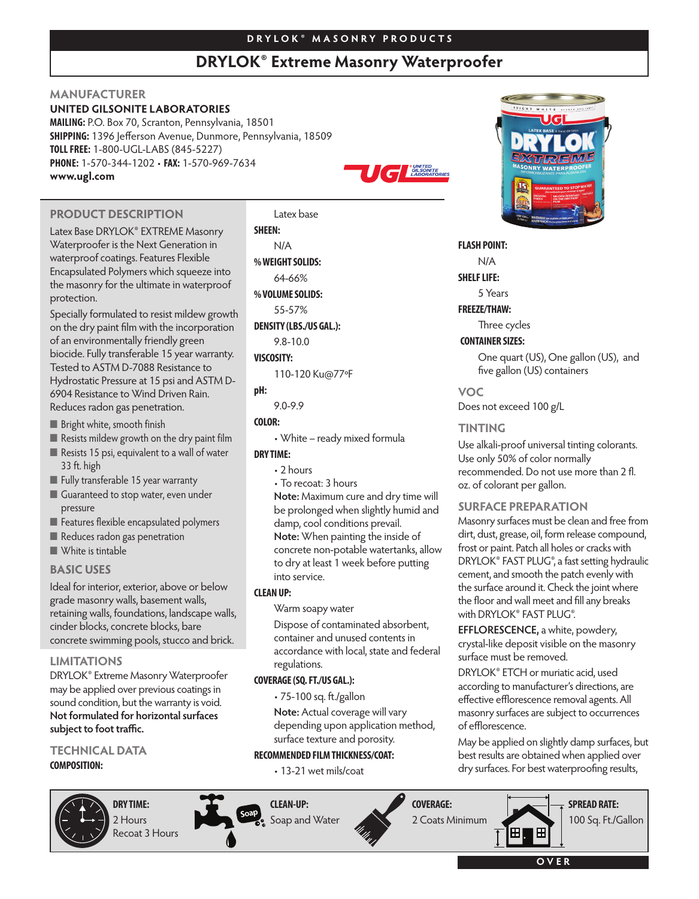DRYLOK® MASONRY PRODUCTS

# DRYLOK® Extreme Masonry Waterproofer

## MANUFACTURER

**UNITED GILSONITE LABORATORIES**
**MAILING:** P.O. Box 70, Scranton, Pennsylvania, 18501
**SHIPPING:** 1396 Jefferson Avenue, Dunmore, Pennsylvania, 18509
**TOLL FREE:** 1-800-UGL-LABS (845-5227)
**PHONE:** 1-570-344-1202 • **FAX:** 1-570-969-7634
**www.ugl.com**

## PRODUCT DESCRIPTION

Latex Base DRYLOK® EXTREME Masonry Waterproofer is the Next Generation in waterproof coatings. Features Flexible Encapsulated Polymers which squeeze into the masonry for the ultimate in waterproof protection.

Specially formulated to resist mildew growth on the dry paint film with the incorporation of an environmentally friendly green biocide. Fully transferable 15 year warranty. Tested to ASTM D-7088 Resistance to Hydrostatic Pressure at 15 psi and ASTM D-6904 Resistance to Wind Driven Rain. Reduces radon gas penetration.

- Bright white, smooth finish
- Resists mildew growth on the dry paint film
- Resists 15 psi, equivalent to a wall of water 33 ft. high
- Fully transferable 15 year warranty
- Guaranteed to stop water, even under pressure
- Features flexible encapsulated polymers
- Reduces radon gas penetration
- White is tintable

## BASIC USES

Ideal for interior, exterior, above or below grade masonry walls, basement walls, retaining walls, foundations, landscape walls, cinder blocks, concrete blocks, bare concrete swimming pools, stucco and brick.

## LIMITATIONS

DRYLOK® Extreme Masonry Waterproofer may be applied over previous coatings in sound condition, but the warranty is void. **Not formulated for horizontal surfaces subject to foot traffic.**

## TECHNICAL DATA

**COMPOSITION:**
Latex base

**SHEEN:**
N/A

**% WEIGHT SOLIDS:**
64-66%

**% VOLUME SOLIDS:**
55-57%

**DENSITY (LBS./US GAL.):**
9.8-10.0

**VISCOSITY:**
110-120 Ku@77ºF

**pH:**
9.0-9.9

**COLOR:**
- White – ready mixed formula

**DRY TIME:**
- 2 hours
- To recoat: 3 hours

**Note:** Maximum cure and dry time will be prolonged when slightly humid and damp, cool conditions prevail.

**Note:** When painting the inside of concrete non-potable watertanks, allow to dry at least 1 week before putting into service.

**CLEAN UP:**
Warm soapy water

Dispose of contaminated absorbent, container and unused contents in accordance with local, state and federal regulations.

**COVERAGE (SQ. FT./US GAL.):**
- 75-100 sq. ft./gallon

**Note:** Actual coverage will vary depending upon application method, surface texture and porosity.

**RECOMMENDED FILM THICKNESS/COAT:**
- 13-21 wet mils/coat

**FLASH POINT:**
N/A

**SHELF LIFE:**
5 Years

**FREEZE/THAW:**
Three cycles

**CONTAINER SIZES:**
One quart (US), One gallon (US), and five gallon (US) containers

## VOC

Does not exceed 100 g/L

## TINTING

Use alkali-proof universal tinting colorants. Use only 50% of color normally recommended. Do not use more than 2 fl. oz. of colorant per gallon.

## SURFACE PREPARATION

Masonry surfaces must be clean and free from dirt, dust, grease, oil, form release compound, frost or paint. Patch all holes or cracks with DRYLOK® FAST PLUG®, a fast setting hydraulic cement, and smooth the patch evenly with the surface around it. Check the joint where the floor and wall meet and fill any breaks with DRYLOK® FAST PLUG®.

**EFFLORESCENCE,** a white, powdery, crystal-like deposit visible on the masonry surface must be removed.

DRYLOK® ETCH or muriatic acid, used according to manufacturer's directions, are effective efflorescence removal agents. All masonry surfaces are subject to occurrences of efflorescence.

May be applied on slightly damp surfaces, but best results are obtained when applied over dry surfaces. For best waterproofing results,

**DRY TIME:** 2 Hours Recoat 3 Hours

**CLEAN-UP:** Soap and Water

**COVERAGE:** 2 Coats Minimum

**SPREAD RATE:** 100 Sq. Ft./Gallon

OVER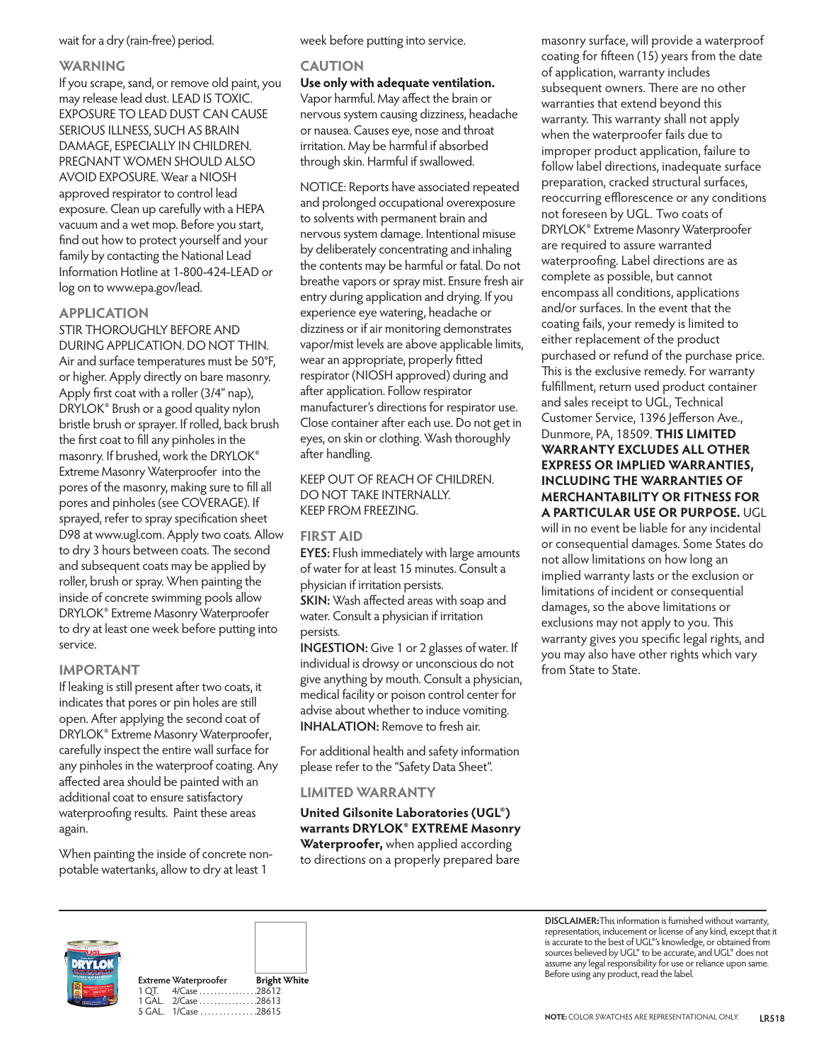wait for a dry (rain-free) period.

## WARNING

If you scrape, sand, or remove old paint, you may release lead dust. LEAD IS TOXIC. EXPOSURE TO LEAD DUST CAN CAUSE SERIOUS ILLNESS, SUCH AS BRAIN DAMAGE, ESPECIALLY IN CHILDREN. PREGNANT WOMEN SHOULD ALSO AVOID EXPOSURE. Wear a NIOSH approved respirator to control lead exposure. Clean up carefully with a HEPA vacuum and a wet mop. Before you start, find out how to protect yourself and your family by contacting the National Lead Information Hotline at 1-800-424-LEAD or log on to www.epa.gov/lead.

## APPLICATION

STIR THOROUGHLY BEFORE AND DURING APPLICATION. DO NOT THIN. Air and surface temperatures must be 50°F, or higher. Apply directly on bare masonry. Apply first coat with a roller (3/4" nap), DRYLOK® Brush or a good quality nylon bristle brush or sprayer. If rolled, back brush the first coat to fill any pinholes in the masonry. If brushed, work the DRYLOK® Extreme Masonry Waterproofer into the pores of the masonry, making sure to fill all pores and pinholes (see COVERAGE). If sprayed, refer to spray specification sheet D98 at www.ugl.com. Apply two coats. Allow to dry 3 hours between coats. The second and subsequent coats may be applied by roller, brush or spray. When painting the inside of concrete swimming pools allow DRYLOK® Extreme Masonry Waterproofer to dry at least one week before putting into service.

## IMPORTANT

If leaking is still present after two coats, it indicates that pores or pin holes are still open. After applying the second coat of DRYLOK® Extreme Masonry Waterproofer, carefully inspect the entire wall surface for any pinholes in the waterproof coating. Any affected area should be painted with an additional coat to ensure satisfactory waterproofing results. Paint these areas again.

When painting the inside of concrete non-potable watertanks, allow to dry at least 1 week before putting into service.

## CAUTION

**Use only with adequate ventilation.** Vapor harmful. May affect the brain or nervous system causing dizziness, headache or nausea. Causes eye, nose and throat irritation. May be harmful if absorbed through skin. Harmful if swallowed.

NOTICE: Reports have associated repeated and prolonged occupational overexposure to solvents with permanent brain and nervous system damage. Intentional misuse by deliberately concentrating and inhaling the contents may be harmful or fatal. Do not breathe vapors or spray mist. Ensure fresh air entry during application and drying. If you experience eye watering, headache or dizziness or if air monitoring demonstrates vapor/mist levels are above applicable limits, wear an appropriate, properly fitted respirator (NIOSH approved) during and after application. Follow respirator manufacturer's directions for respirator use. Close container after each use. Do not get in eyes, on skin or clothing. Wash thoroughly after handling.

KEEP OUT OF REACH OF CHILDREN.
DO NOT TAKE INTERNALLY.
KEEP FROM FREEZING.

## FIRST AID

**EYES:** Flush immediately with large amounts of water for at least 15 minutes. Consult a physician if irritation persists.
**SKIN:** Wash affected areas with soap and water. Consult a physician if irritation persists.
**INGESTION:** Give 1 or 2 glasses of water. If individual is drowsy or unconscious do not give anything by mouth. Consult a physician, medical facility or poison control center for advise about whether to induce vomiting.
**INHALATION:** Remove to fresh air.

For additional health and safety information please refer to the "Safety Data Sheet".

## LIMITED WARRANTY

**United Gilsonite Laboratories (UGL®) warrants DRYLOK® EXTREME Masonry Waterproofer,** when applied according to directions on a properly prepared bare masonry surface, will provide a waterproof coating for fifteen (15) years from the date of application, warranty includes subsequent owners. There are no other warranties that extend beyond this warranty. This warranty shall not apply when the waterproofer fails due to improper product application, failure to follow label directions, inadequate surface preparation, cracked structural surfaces, reoccurring efflorescence or any conditions not foreseen by UGL. Two coats of DRYLOK® Extreme Masonry Waterproofer are required to assure warranted waterproofing. Label directions are as complete as possible, but cannot encompass all conditions, applications and/or surfaces. In the event that the coating fails, your remedy is limited to either replacement of the product purchased or refund of the purchase price. This is the exclusive remedy. For warranty fulfillment, return used product container and sales receipt to UGL, Technical Customer Service, 1396 Jefferson Ave., Dunmore, PA, 18509. **THIS LIMITED WARRANTY EXCLUDES ALL OTHER EXPRESS OR IMPLIED WARRANTIES, INCLUDING THE WARRANTIES OF MERCHANTABILITY OR FITNESS FOR A PARTICULAR USE OR PURPOSE.** UGL will in no event be liable for any incidental or consequential damages. Some States do not allow limitations on how long an implied warranty lasts or the exclusion or limitations of incident or consequential damages, so the above limitations or exclusions may not apply to you. This warranty gives you specific legal rights, and you may also have other rights which vary from State to State.

| Extreme Waterproofer | | Bright White |
|---|---|---|
| 1 QT. | 4/Case | 28612 |
| 1 GAL. | 2/Case | 28613 |
| 5 GAL. | 1/Case | 28615 |

**DISCLAIMER:** This information is furnished without warranty, representation, inducement or license of any kind, except that it is accurate to the best of UGL®'s knowledge, or obtained from sources believed by UGL® to be accurate, and UGL® does not assume any legal responsibility for use or reliance upon same. Before using any product, read the label.

**NOTE:** COLOR SWATCHES ARE REPRESENTATIONAL ONLY. **LR518**